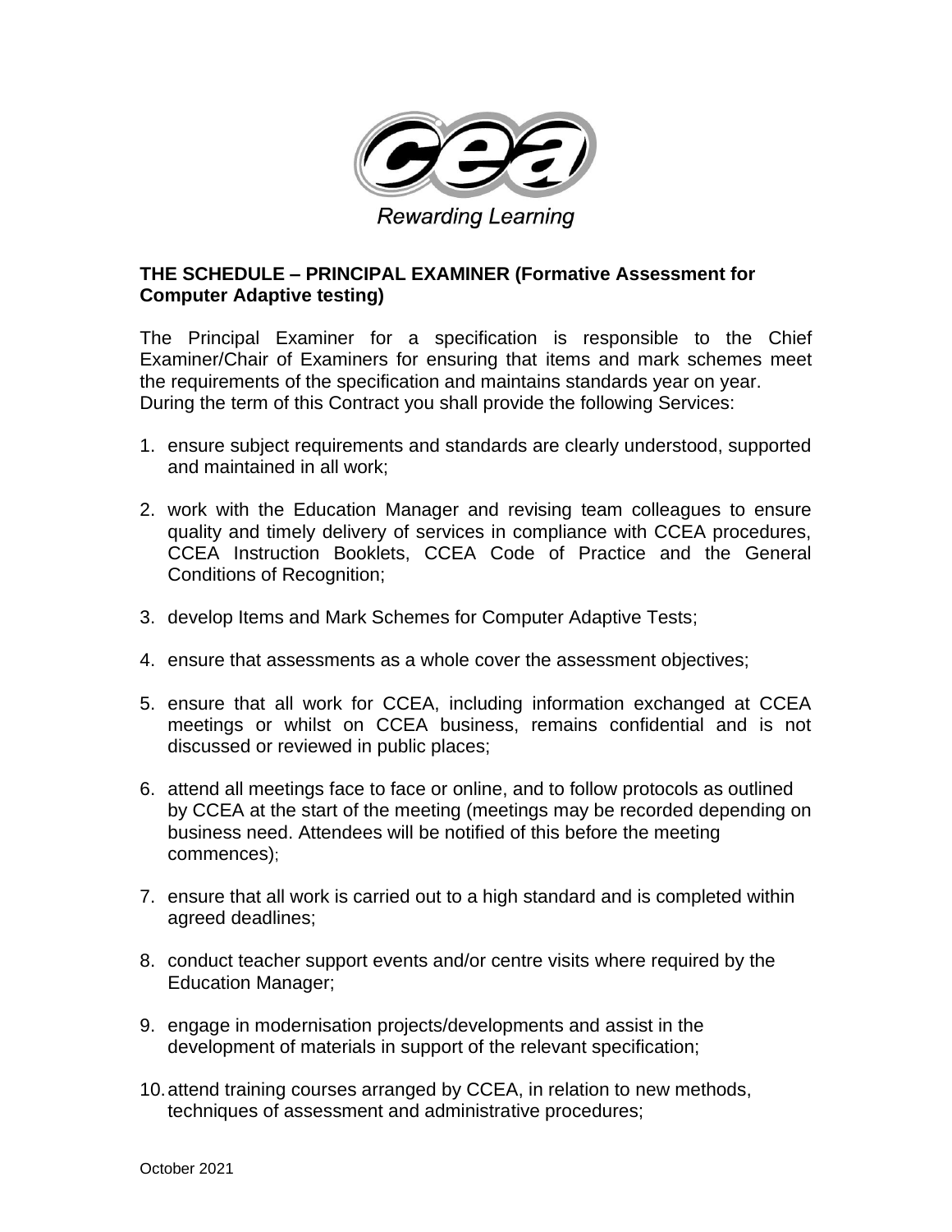Rewarding Learning

**THE SCHEDULE – PRINCIPAL EXAMINER (Formative Assessment for Computer Adaptive testing)**

The Principal Examiner for a specification is responsible to the Chief Examiner/Chair of Examiners for ensuring that items and mark schemes meet the requirements of the specification and maintains standards year on year. During the term of this Contract you shall provide the following Services:

1. ensure subject requirements and standards are clearly understood, supported and maintained in all work;

2. work with the Education Manager and revising team colleagues to ensure quality and timely delivery of services in compliance with CCEA procedures, CCEA Instruction Booklets, CCEA Code of Practice and the General Conditions of Recognition;

3. develop Items and Mark Schemes for Computer Adaptive Tests;

4. ensure that assessments as a whole cover the assessment objectives;

5. ensure that all work for CCEA, including information exchanged at CCEA meetings or whilst on CCEA business, remains confidential and is not discussed or reviewed in public places;

6. attend all meetings face to face or online, and to follow protocols as outlined by CCEA at the start of the meeting (meetings may be recorded depending on business need. Attendees will be notified of this before the meeting commences);

7. ensure that all work is carried out to a high standard and is completed within agreed deadlines;

8. conduct teacher support events and/or centre visits where required by the Education Manager;

9. engage in modernisation projects/developments and assist in the development of materials in support of the relevant specification;

10. attend training courses arranged by CCEA, in relation to new methods, techniques of assessment and administrative procedures;

October 2021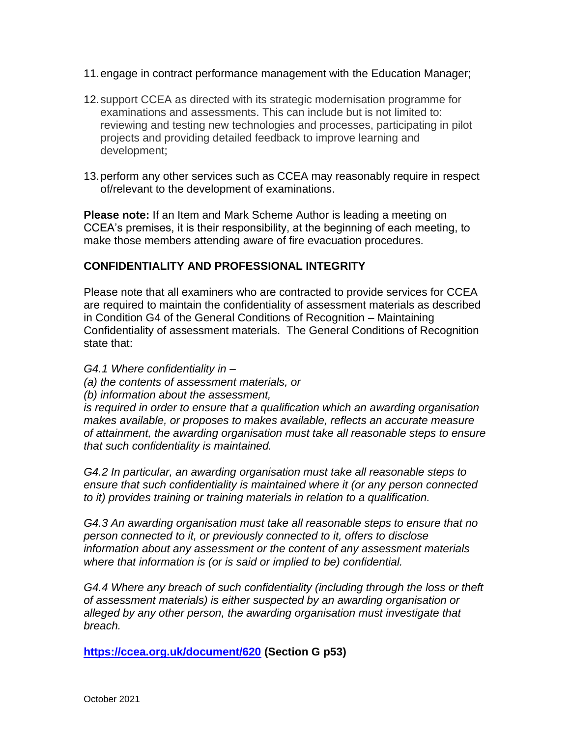11. engage in contract performance management with the Education Manager;

12. support CCEA as directed with its strategic modernisation programme for examinations and assessments. This can include but is not limited to: reviewing and testing new technologies and processes, participating in pilot projects and providing detailed feedback to improve learning and development;

13. perform any other services such as CCEA may reasonably require in respect of/relevant to the development of examinations.

**Please note:** If an Item and Mark Scheme Author is leading a meeting on CCEA's premises, it is their responsibility, at the beginning of each meeting, to make those members attending aware of fire evacuation procedures.

## CONFIDENTIALITY AND PROFESSIONAL INTEGRITY

Please note that all examiners who are contracted to provide services for CCEA are required to maintain the confidentiality of assessment materials as described in Condition G4 of the General Conditions of Recognition – Maintaining Confidentiality of assessment materials. The General Conditions of Recognition state that:

*G4.1 Where confidentiality in –*
*(a) the contents of assessment materials, or*
*(b) information about the assessment,*
*is required in order to ensure that a qualification which an awarding organisation makes available, or proposes to makes available, reflects an accurate measure of attainment, the awarding organisation must take all reasonable steps to ensure that such confidentiality is maintained.*

*G4.2 In particular, an awarding organisation must take all reasonable steps to ensure that such confidentiality is maintained where it (or any person connected to it) provides training or training materials in relation to a qualification.*

*G4.3 An awarding organisation must take all reasonable steps to ensure that no person connected to it, or previously connected to it, offers to disclose information about any assessment or the content of any assessment materials where that information is (or is said or implied to be) confidential.*

*G4.4 Where any breach of such confidentiality (including through the loss or theft of assessment materials) is either suspected by an awarding organisation or alleged by any other person, the awarding organisation must investigate that breach.*

**[https://ccea.org.uk/document/620](https://ccea.org.uk/document/620) (Section G p53)**

October 2021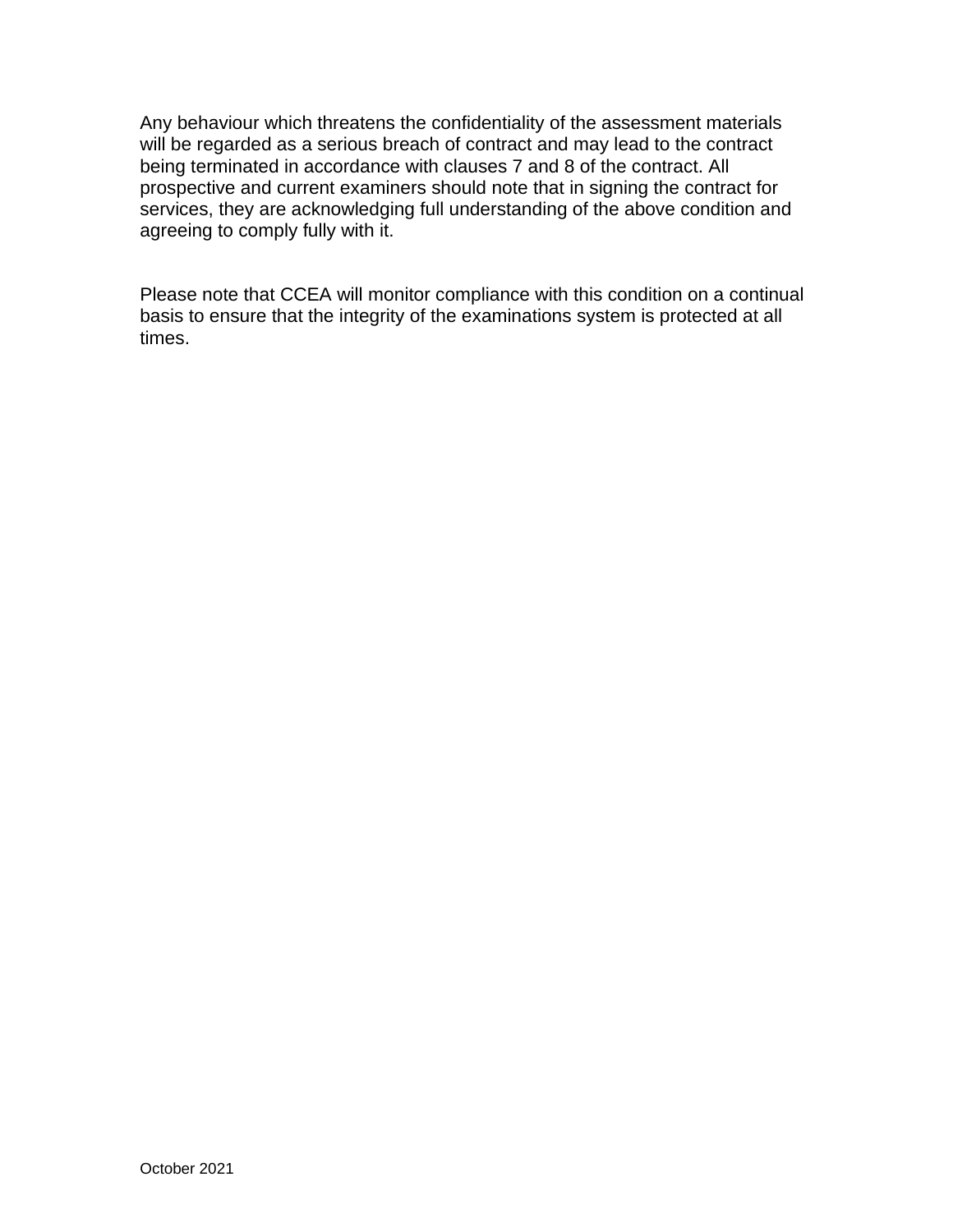Any behaviour which threatens the confidentiality of the assessment materials will be regarded as a serious breach of contract and may lead to the contract being terminated in accordance with clauses 7 and 8 of the contract. All prospective and current examiners should note that in signing the contract for services, they are acknowledging full understanding of the above condition and agreeing to comply fully with it.

Please note that CCEA will monitor compliance with this condition on a continual basis to ensure that the integrity of the examinations system is protected at all times.

October 2021